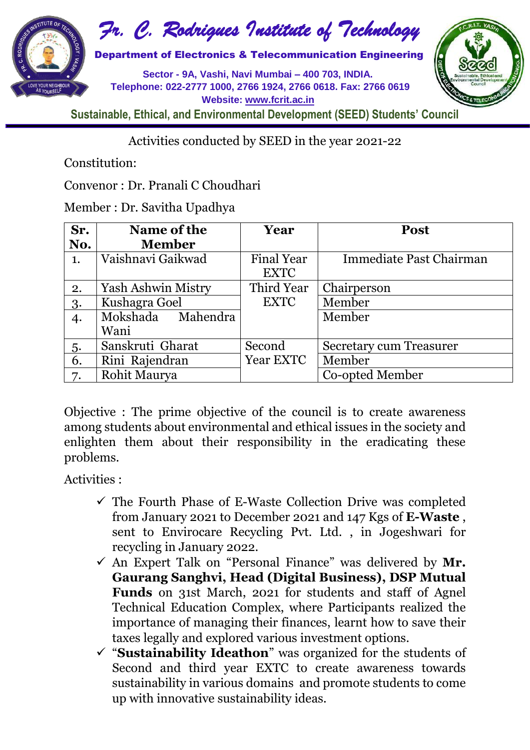# Fr. C. Rodrigues Institute of Technology

**Department of Electronics & Telecommunication Engineering**

Sector - 9A, Vashi, Navi Mumbai – 400 703, INDIA.
Telephone: 022-2777 1000, 2766 1924, 2766 0618. Fax: 2766 0619
Website: www.fcrit.ac.in

**Sustainable, Ethical, and Environmental Development (SEED) Students' Council**

Activities conducted by SEED in the year 2021-22

Constitution:

Convenor : Dr. Pranali C Choudhari

Member : Dr. Savitha Upadhya

| Sr. No. | Name of the Member | Year | Post |
|---|---|---|---|
| 1. | Vaishnavi Gaikwad | Final Year EXTC | Immediate Past Chairman |
| 2. | Yash Ashwin Mistry | Third Year EXTC | Chairperson |
| 3. | Kushagra Goel | | Member |
| 4. | Mokshada Mahendra Wani | | Member |
| 5. | Sanskruti Gharat | Second Year EXTC | Secretary cum Treasurer |
| 6. | Rini Rajendran | | Member |
| 7. | Rohit Maurya | | Co-opted Member |

Objective : The prime objective of the council is to create awareness among students about environmental and ethical issues in the society and enlighten them about their responsibility in the eradicating these problems.

Activities :

- ✓ The Fourth Phase of E-Waste Collection Drive was completed from January 2021 to December 2021 and 147 Kgs of **E-Waste** , sent to Envirocare Recycling Pvt. Ltd. , in Jogeshwari for recycling in January 2022.
- ✓ An Expert Talk on "Personal Finance" was delivered by **Mr. Gaurang Sanghvi, Head (Digital Business), DSP Mutual Funds** on 31st March, 2021 for students and staff of Agnel Technical Education Complex, where Participants realized the importance of managing their finances, learnt how to save their taxes legally and explored various investment options.
- ✓ "**Sustainability Ideathon**" was organized for the students of Second and third year EXTC to create awareness towards sustainability in various domains and promote students to come up with innovative sustainability ideas.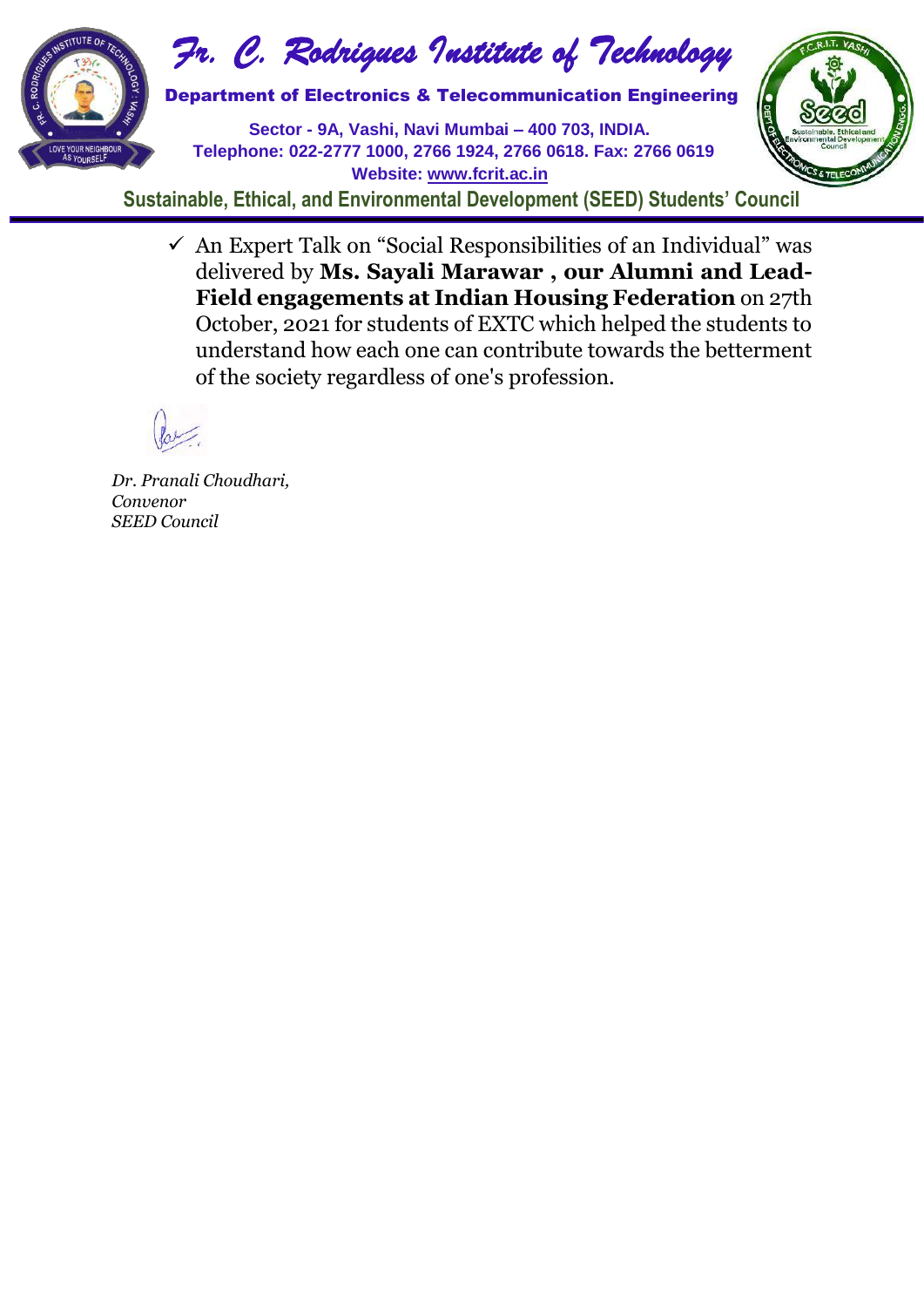- ✓ An Expert Talk on "Social Responsibilities of an Individual" was delivered by **Ms. Sayali Marawar , our Alumni and Lead-Field engagements at Indian Housing Federation** on 27th October, 2021 for students of EXTC which helped the students to understand how each one can contribute towards the betterment of the society regardless of one's profession.

*Dr. Pranali Choudhari,*
*Convenor*
*SEED Council*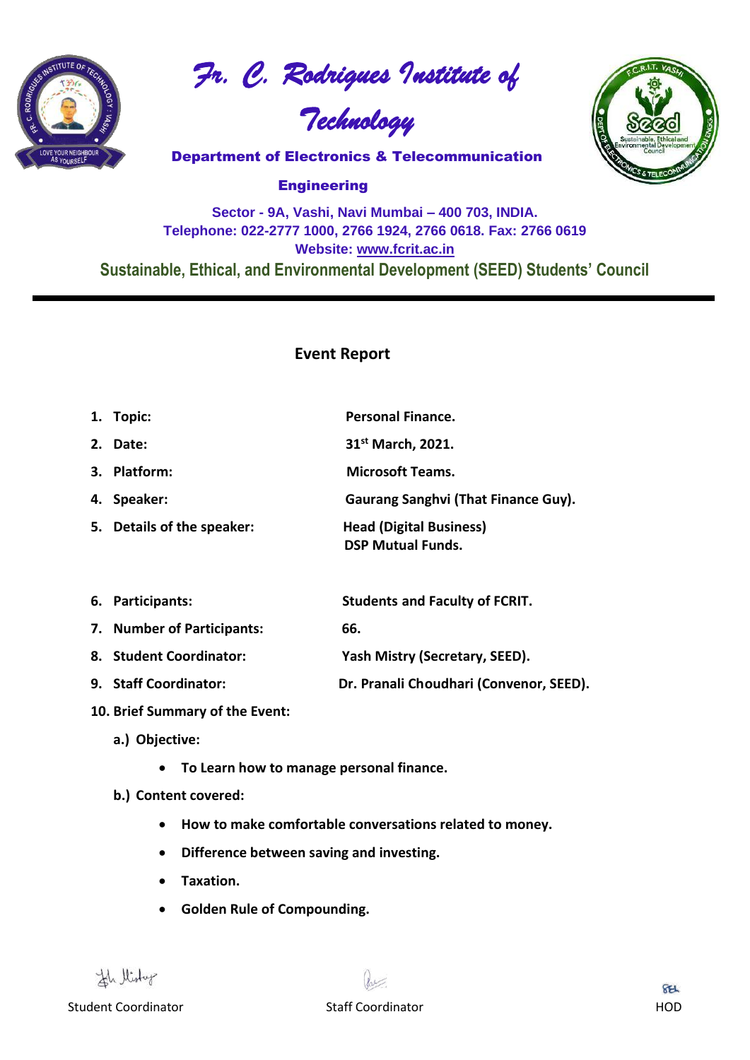# *Fr. C. Rodrigues Institute of Technology*

**Department of Electronics & Telecommunication Engineering**

**Sector - 9A, Vashi, Navi Mumbai – 400 703, INDIA.**
**Telephone: 022-2777 1000, 2766 1924, 2766 0618. Fax: 2766 0619**
**Website: www.fcrit.ac.in**

**Sustainable, Ethical, and Environmental Development (SEED) Students' Council**

---

## Event Report

1. **Topic:** **Personal Finance.**
2. **Date:** **31st March, 2021.**
3. **Platform:** **Microsoft Teams.**
4. **Speaker:** **Gaurang Sanghvi (That Finance Guy).**
5. **Details of the speaker:** **Head (Digital Business) DSP Mutual Funds.**
6. **Participants:** **Students and Faculty of FCRIT.**
7. **Number of Participants:** **66.**
8. **Student Coordinator:** **Yash Mistry (Secretary, SEED).**
9. **Staff Coordinator:** **Dr. Pranali Choudhari (Convenor, SEED).**
10. **Brief Summary of the Event:**

    **a.) Objective:**

    - **To Learn how to manage personal finance.**

    **b.) Content covered:**

    - **How to make comfortable conversations related to money.**
    - **Difference between saving and investing.**
    - **Taxation.**
    - **Golden Rule of Compounding.**

Student Coordinator　　　　Staff Coordinator　　　　HOD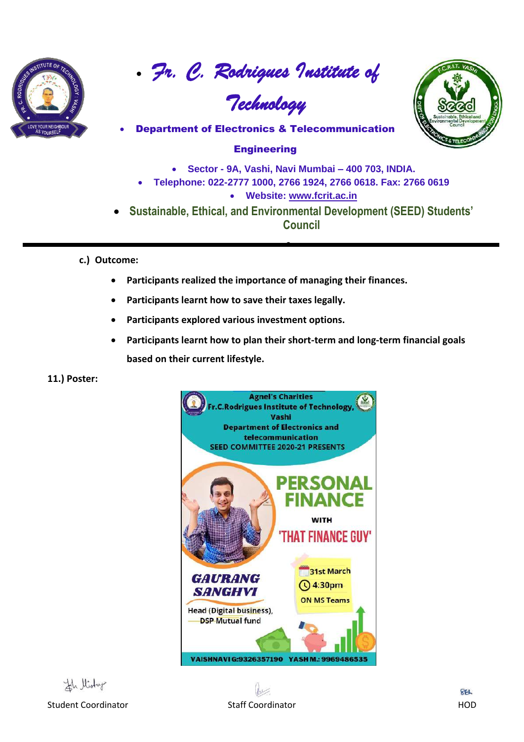# Fr. C. Rodrigues Institute of Technology

- **Department of Electronics & Telecommunication Engineering**
- **Sector - 9A, Vashi, Navi Mumbai – 400 703, INDIA.**
- **Telephone: 022-2777 1000, 2766 1924, 2766 0618. Fax: 2766 0619**
- **Website: www.fcrit.ac.in**
- **Sustainable, Ethical, and Environmental Development (SEED) Students' Council**

**c.) Outcome:**

- **Participants realized the importance of managing their finances.**
- **Participants learnt how to save their taxes legally.**
- **Participants explored various investment options.**
- **Participants learnt how to plan their short-term and long-term financial goals based on their current lifestyle.**

**11.) Poster:**

Agnel's Charities
Fr.C.Rodrigues Institute of Technology, Vashi
Department of Electronics and telecommunication
SEED COMMITTEE 2020-21 PRESENTS

PERSONAL FINANCE WITH 'THAT FINANCE GUY'

GAURANG SANGHVI
Head (Digital business), DSP Mutual fund

31st March
4:30pm
ON MS Teams

VAISHNAVI G:9326357190 YASH M.: 9969486535

Student Coordinator | Staff Coordinator | HOD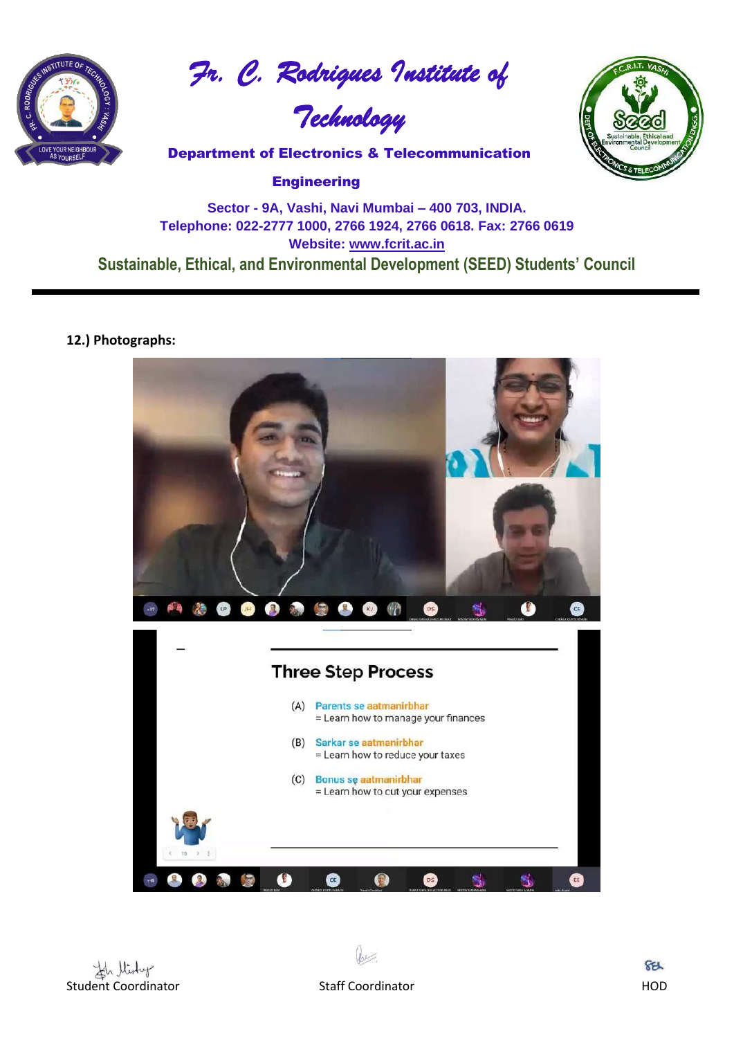# Fr. C. Rodrigues Institute of Technology

**Department of Electronics & Telecommunication Engineering**

**Sector - 9A, Vashi, Navi Mumbai – 400 703, INDIA.**
**Telephone: 022-2777 1000, 2766 1924, 2766 0618. Fax: 2766 0619**
**Website: www.fcrit.ac.in**

## Sustainable, Ethical, and Environmental Development (SEED) Students' Council

---

**12.) Photographs:**

Student Coordinator | Staff Coordinator | HOD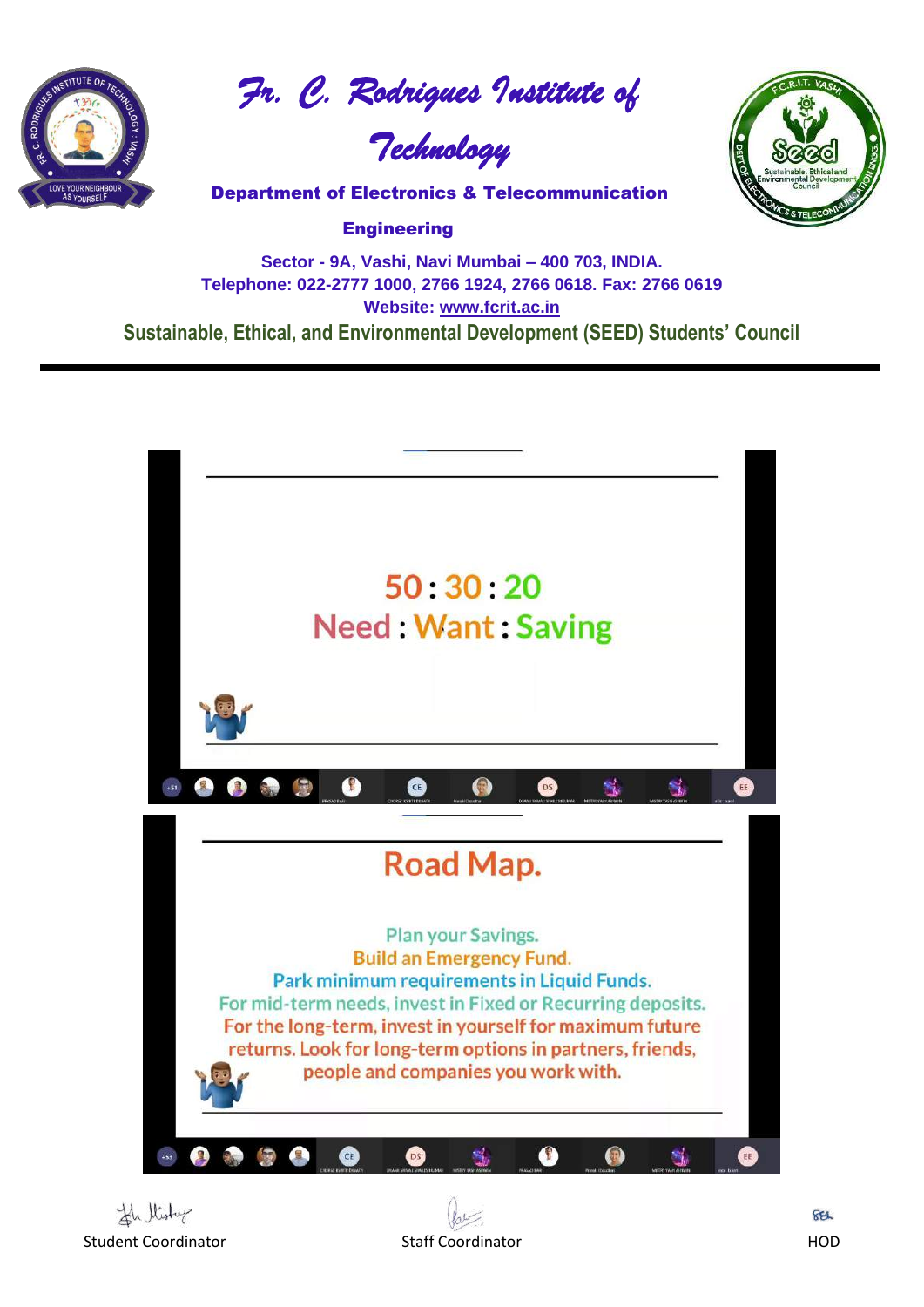# Fr. C. Rodrigues Institute of Technology

**Department of Electronics & Telecommunication Engineering**

**Sector - 9A, Vashi, Navi Mumbai – 400 703, INDIA.**
**Telephone: 022-2777 1000, 2766 1924, 2766 0618. Fax: 2766 0619**
**Website: www.fcrit.ac.in**

## Sustainable, Ethical, and Environmental Development (SEED) Students' Council

50 : 30 : 20
Need : Want : Saving

## Road Map.

Plan your Savings.
Build an Emergency Fund.
Park minimum requirements in Liquid Funds.
For mid-term needs, invest in Fixed or Recurring deposits.
For the long-term, invest in yourself for maximum future returns. Look for long-term options in partners, friends, people and companies you work with.

Student Coordinator | Staff Coordinator | HOD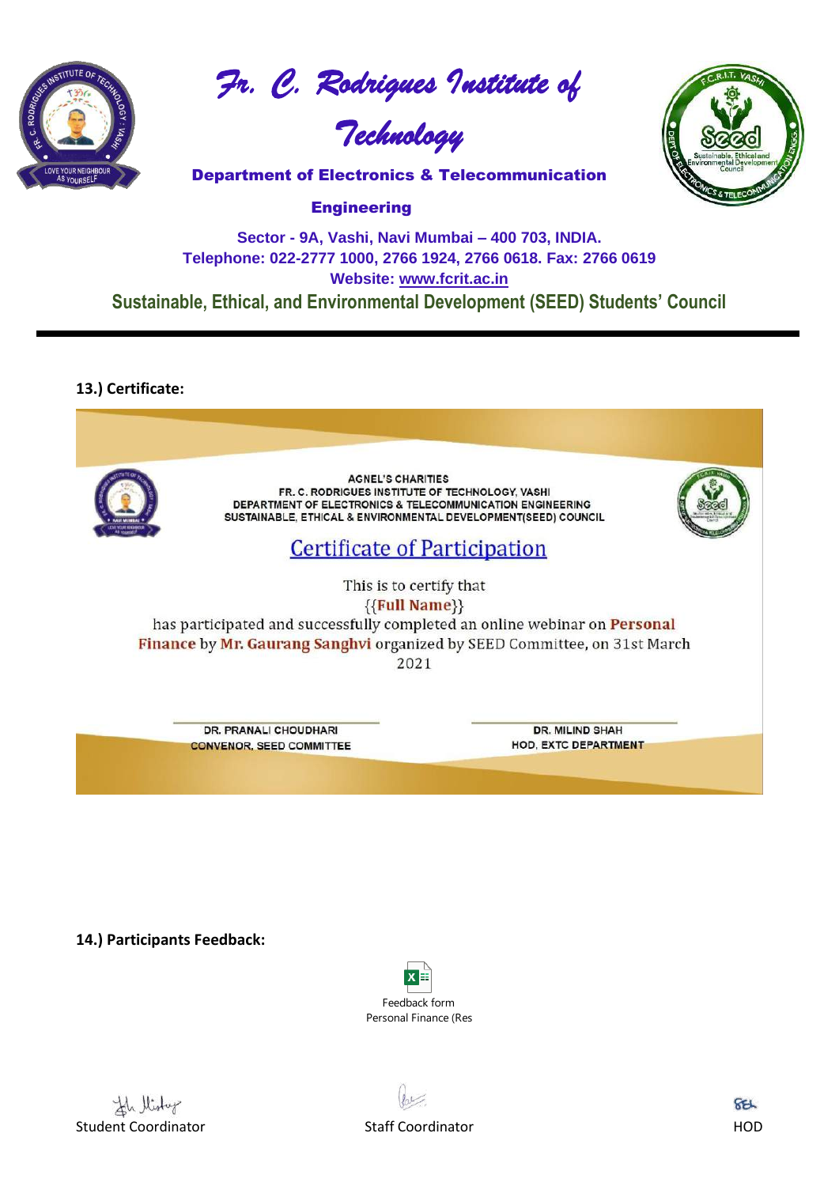# Fr. C. Rodrigues Institute of Technology

**Department of Electronics & Telecommunication Engineering**

**Sector - 9A, Vashi, Navi Mumbai – 400 703, INDIA.**
**Telephone: 022-2777 1000, 2766 1924, 2766 0618. Fax: 2766 0619**
**Website: www.fcrit.ac.in**

**Sustainable, Ethical, and Environmental Development (SEED) Students' Council**

---

**13.) Certificate:**

AGNEL'S CHARITIES
FR. C. RODRIGUES INSTITUTE OF TECHNOLOGY, VASHI
DEPARTMENT OF ELECTRONICS & TELECOMMUNICATION ENGINEERING
SUSTAINABLE, ETHICAL & ENVIRONMENTAL DEVELOPMENT(SEED) COUNCIL

Certificate of Participation

This is to certify that
{{Full Name}}
has participated and successfully completed an online webinar on **Personal Finance** by **Mr. Gaurang Sanghvi** organized by SEED Committee, on 31st March 2021

DR. PRANALI CHOUDHARI
CONVENOR, SEED COMMITTEE

DR. MILIND SHAH
HOD, EXTC DEPARTMENT

**14.) Participants Feedback:**

Feedback form Personal Finance (Res

Student Coordinator

Staff Coordinator

HOD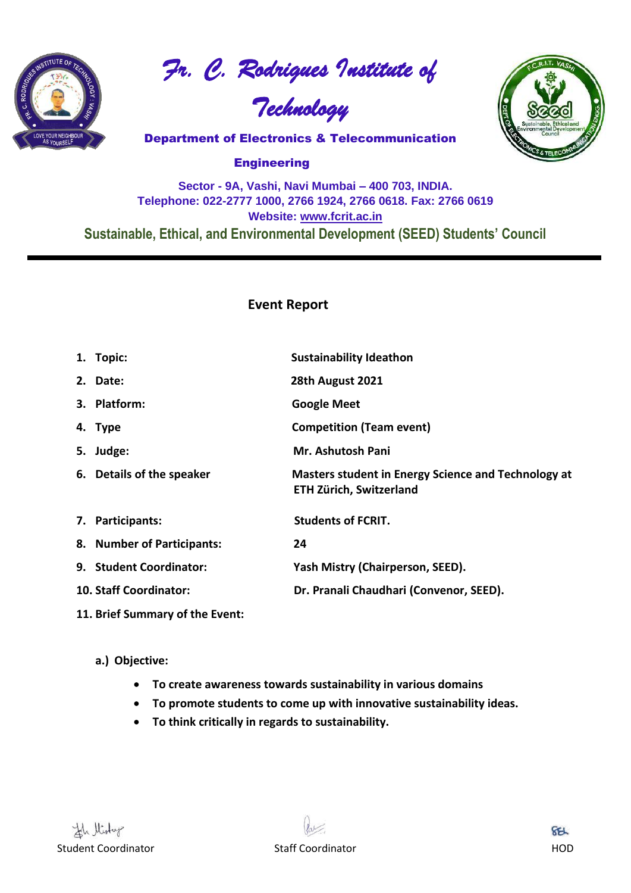# *Fr. C. Rodrigues Institute of Technology*

**Department of Electronics & Telecommunication Engineering**

**Sector - 9A, Vashi, Navi Mumbai – 400 703, INDIA.**
**Telephone: 022-2777 1000, 2766 1924, 2766 0618. Fax: 2766 0619**
**Website: www.fcrit.ac.in**

**Sustainable, Ethical, and Environmental Development (SEED) Students' Council**

## Event Report

1. **Topic:** **Sustainability Ideathon**
2. **Date:** **28th August 2021**
3. **Platform:** **Google Meet**
4. **Type** **Competition (Team event)**
5. **Judge:** **Mr. Ashutosh Pani**
6. **Details of the speaker** **Masters student in Energy Science and Technology at ETH Zürich, Switzerland**
7. **Participants:** **Students of FCRIT.**
8. **Number of Participants:** **24**
9. **Student Coordinator:** **Yash Mistry (Chairperson, SEED).**
10. **Staff Coordinator:** **Dr. Pranali Chaudhari (Convenor, SEED).**
11. **Brief Summary of the Event:**

**a.) Objective:**

- **To create awareness towards sustainability in various domains**
- **To promote students to come up with innovative sustainability ideas.**
- **To think critically in regards to sustainability.**

Student Coordinator | Staff Coordinator | HOD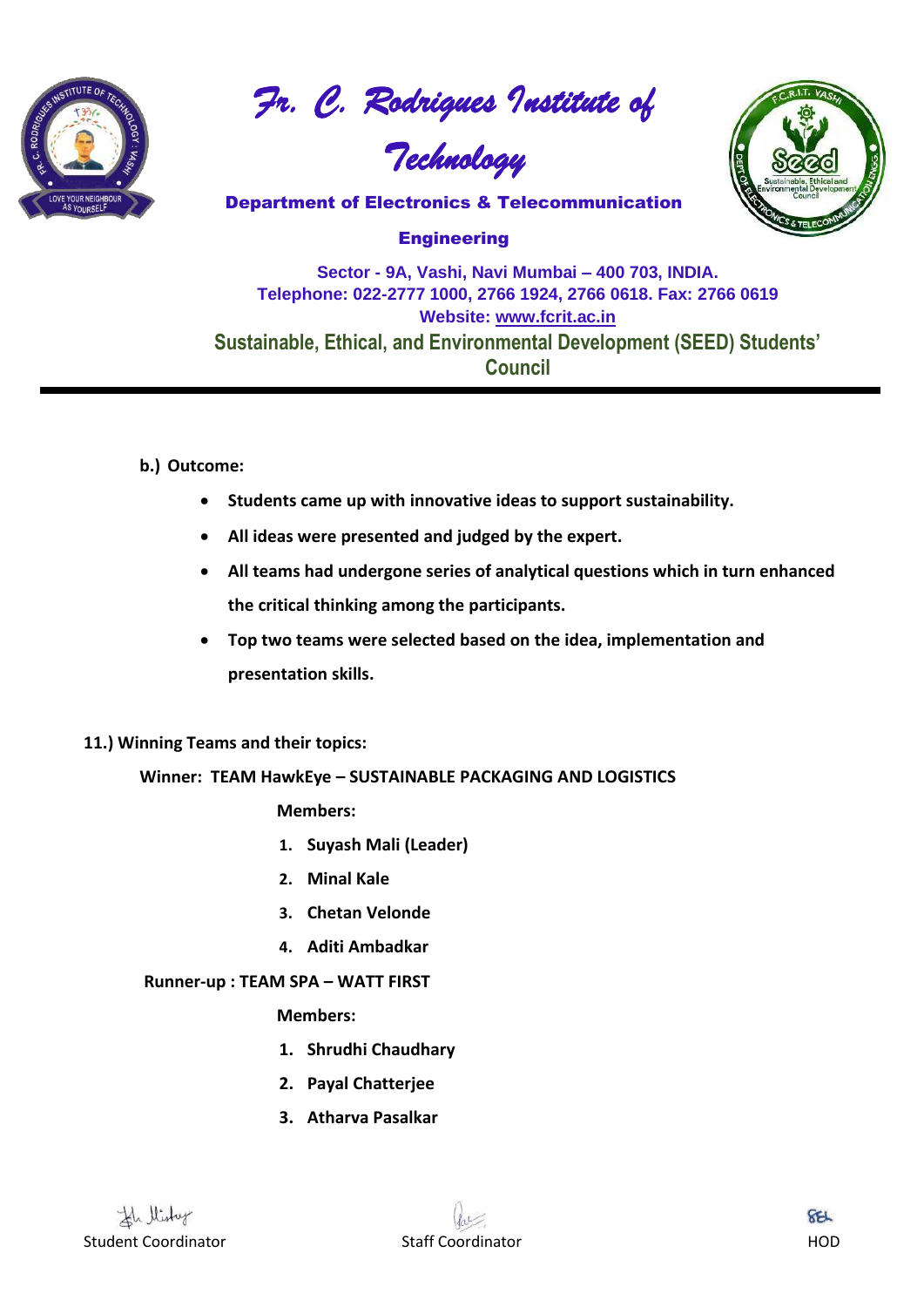**b.) Outcome:**

- **Students came up with innovative ideas to support sustainability.**
- **All ideas were presented and judged by the expert.**
- **All teams had undergone series of analytical questions which in turn enhanced the critical thinking among the participants.**
- **Top two teams were selected based on the idea, implementation and presentation skills.**

**11.) Winning Teams and their topics:**

**Winner: TEAM HawkEye – SUSTAINABLE PACKAGING AND LOGISTICS**

**Members:**

1. **Suyash Mali (Leader)**
2. **Minal Kale**
3. **Chetan Velonde**
4. **Aditi Ambadkar**

**Runner-up : TEAM SPA – WATT FIRST**

**Members:**

1. **Shrudhi Chaudhary**
2. **Payal Chatterjee**
3. **Atharva Pasalkar**

Student Coordinator | Staff Coordinator | HOD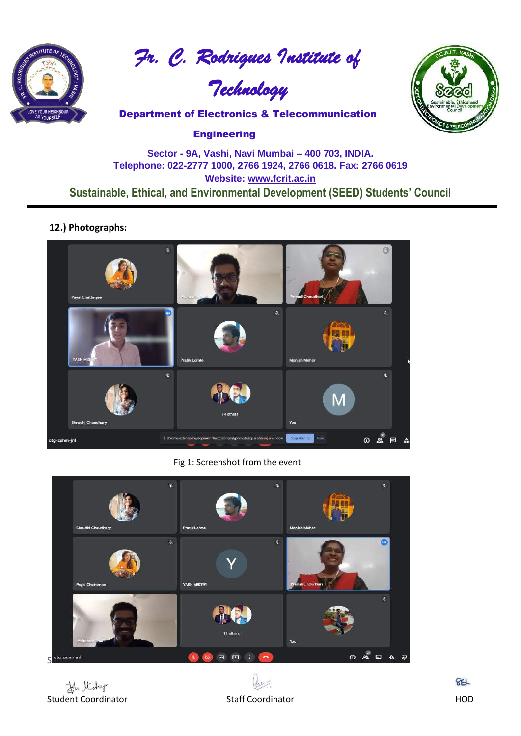# Fr. C. Rodrigues Institute of Technology

**Department of Electronics & Telecommunication Engineering**

**Sector - 9A, Vashi, Navi Mumbai – 400 703, INDIA.**
**Telephone: 022-2777 1000, 2766 1924, 2766 0618. Fax: 2766 0619**
**Website: www.fcrit.ac.in**

**Sustainable, Ethical, and Environmental Development (SEED) Students' Council**

**12.) Photographs:**

Fig 1: Screenshot from the event

Student Coordinator | Staff Coordinator | HOD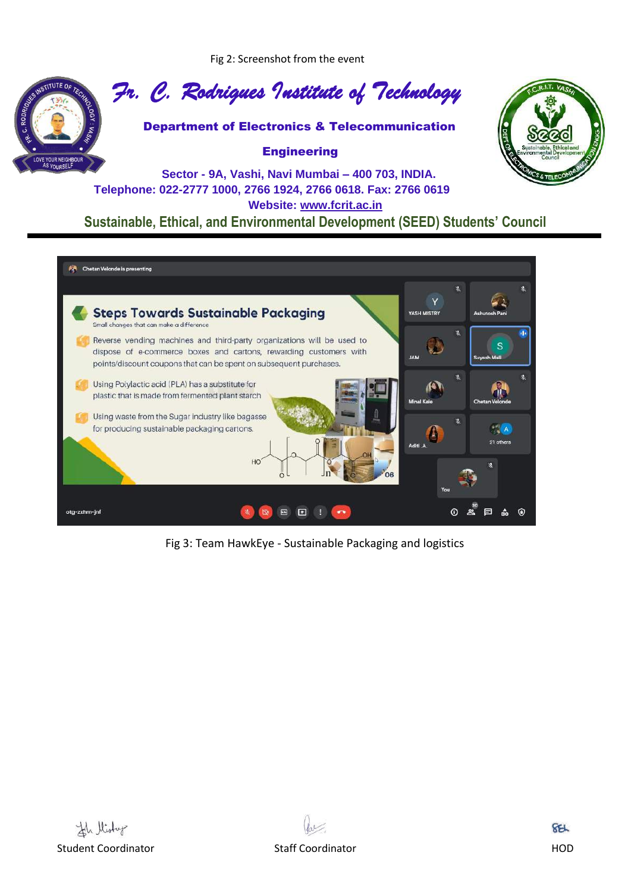Fig 2: Screenshot from the event

# Fr. C. Rodrigues Institute of Technology

**Department of Electronics & Telecommunication Engineering**

**Sector - 9A, Vashi, Navi Mumbai – 400 703, INDIA.**
**Telephone: 022-2777 1000, 2766 1924, 2766 0618. Fax: 2766 0619**
**Website: www.fcrit.ac.in**

**Sustainable, Ethical, and Environmental Development (SEED) Students' Council**

Fig 3: Team HawkEye - Sustainable Packaging and logistics

Student Coordinator | Staff Coordinator | HOD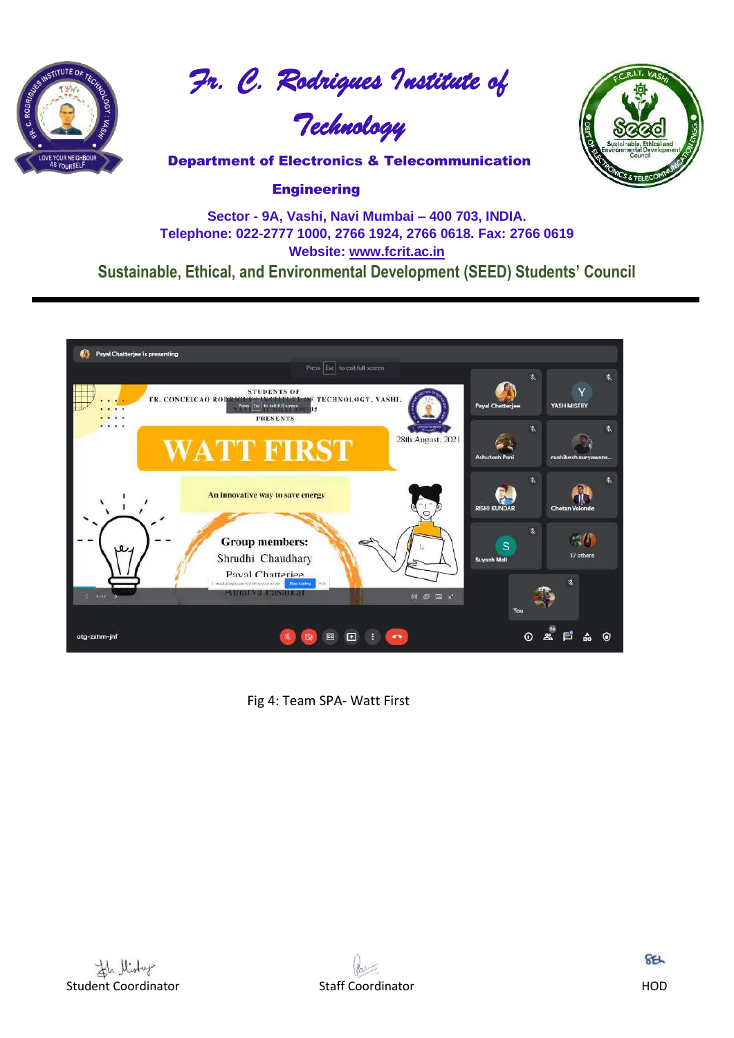# Fr. C. Rodrigues Institute of Technology

**Department of Electronics & Telecommunication Engineering**

**Sector - 9A, Vashi, Navi Mumbai – 400 703, INDIA.**
**Telephone: 022-2777 1000, 2766 1924, 2766 0618. Fax: 2766 0619**
**Website: www.fcrit.ac.in**

**Sustainable, Ethical, and Environmental Development (SEED) Students' Council**

Fig 4: Team SPA- Watt First

Student Coordinator | Staff Coordinator | HOD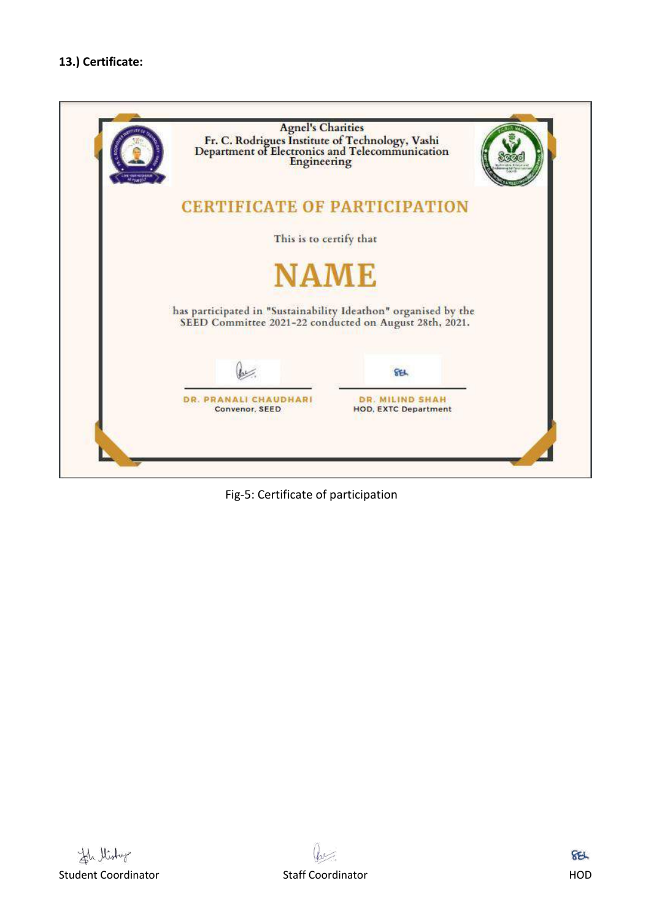**13.) Certificate:**

Agnel's Charities
Fr. C. Rodrigues Institute of Technology, Vashi
Department of Electronics and Telecommunication Engineering

CERTIFICATE OF PARTICIPATION

This is to certify that

NAME

has participated in "Sustainability Ideathon" organised by the SEED Committee 2021-22 conducted on August 28th, 2021.

DR. PRANALI CHAUDHARI
Convenor, SEED

DR. MILIND SHAH
HOD, EXTC Department

Fig-5: Certificate of participation

Student Coordinator | Staff Coordinator | HOD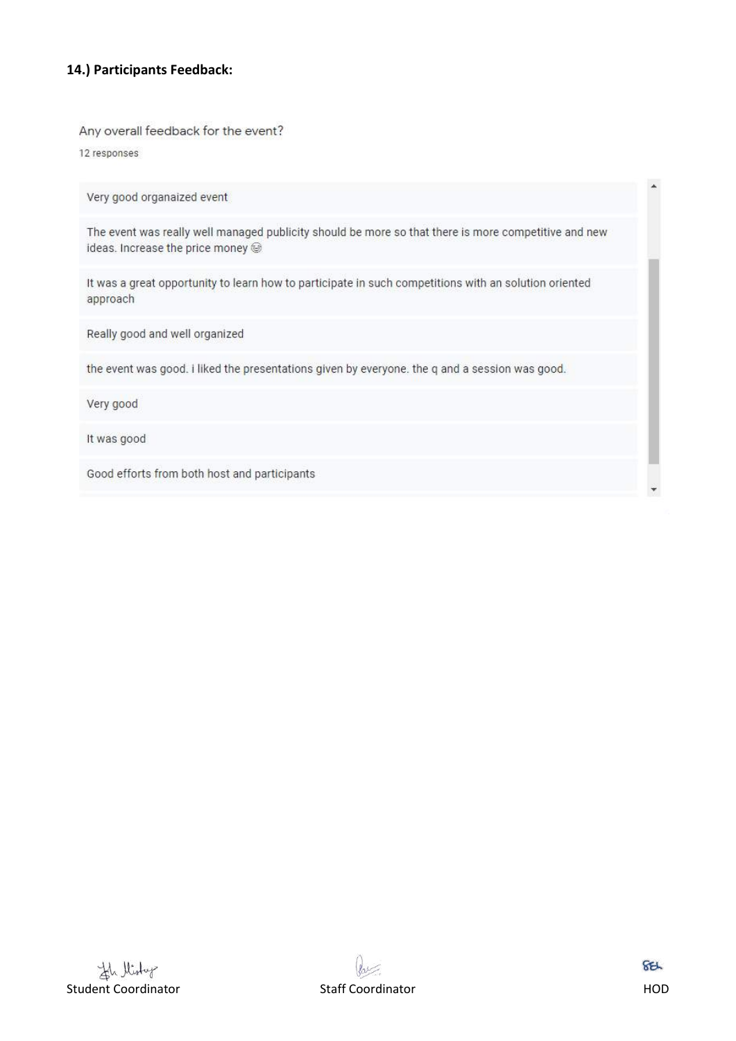**14.) Participants Feedback:**

Any overall feedback for the event?

12 responses

- Very good organaized event
- The event was really well managed publicity should be more so that there is more competitive and new ideas. Increase the price money 😁
- It was a great opportunity to learn how to participate in such competitions with an solution oriented approach
- Really good and well organized
- the event was good. i liked the presentations given by everyone. the q and a session was good.
- Very good
- It was good
- Good efforts from both host and participants

Student Coordinator | Staff Coordinator | HOD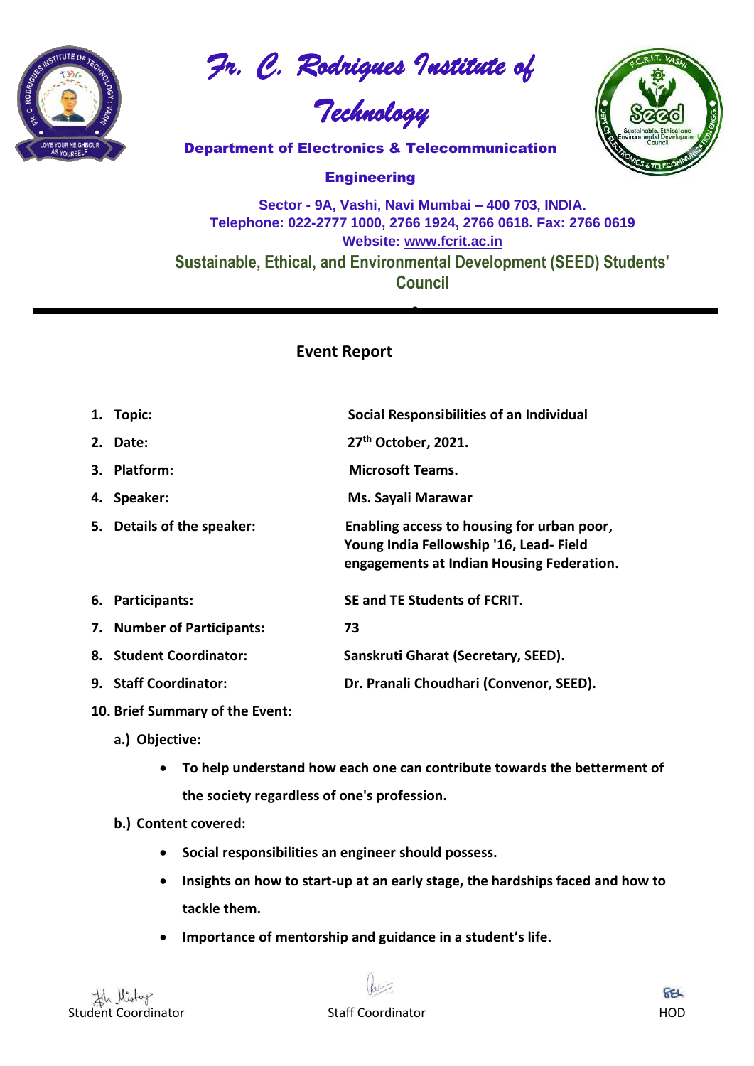# Fr. C. Rodrigues Institute of Technology

**Department of Electronics & Telecommunication Engineering**

**Sector - 9A, Vashi, Navi Mumbai – 400 703, INDIA.**
**Telephone: 022-2777 1000, 2766 1924, 2766 0618. Fax: 2766 0619**
**Website: www.fcrit.ac.in**

**Sustainable, Ethical, and Environmental Development (SEED) Students' Council**

---

## Event Report

1. **Topic:** **Social Responsibilities of an Individual**
2. **Date:** **27th October, 2021.**
3. **Platform:** **Microsoft Teams.**
4. **Speaker:** **Ms. Sayali Marawar**
5. **Details of the speaker:** **Enabling access to housing for urban poor, Young India Fellowship '16, Lead- Field engagements at Indian Housing Federation.**
6. **Participants:** **SE and TE Students of FCRIT.**
7. **Number of Participants:** **73**
8. **Student Coordinator:** **Sanskruti Gharat (Secretary, SEED).**
9. **Staff Coordinator:** **Dr. Pranali Choudhari (Convenor, SEED).**
10. **Brief Summary of the Event:**

   **a.) Objective:**

   - **To help understand how each one can contribute towards the betterment of the society regardless of one's profession.**

   **b.) Content covered:**

   - **Social responsibilities an engineer should possess.**
   - **Insights on how to start-up at an early stage, the hardships faced and how to tackle them.**
   - **Importance of mentorship and guidance in a student's life.**

Student Coordinator | Staff Coordinator | HOD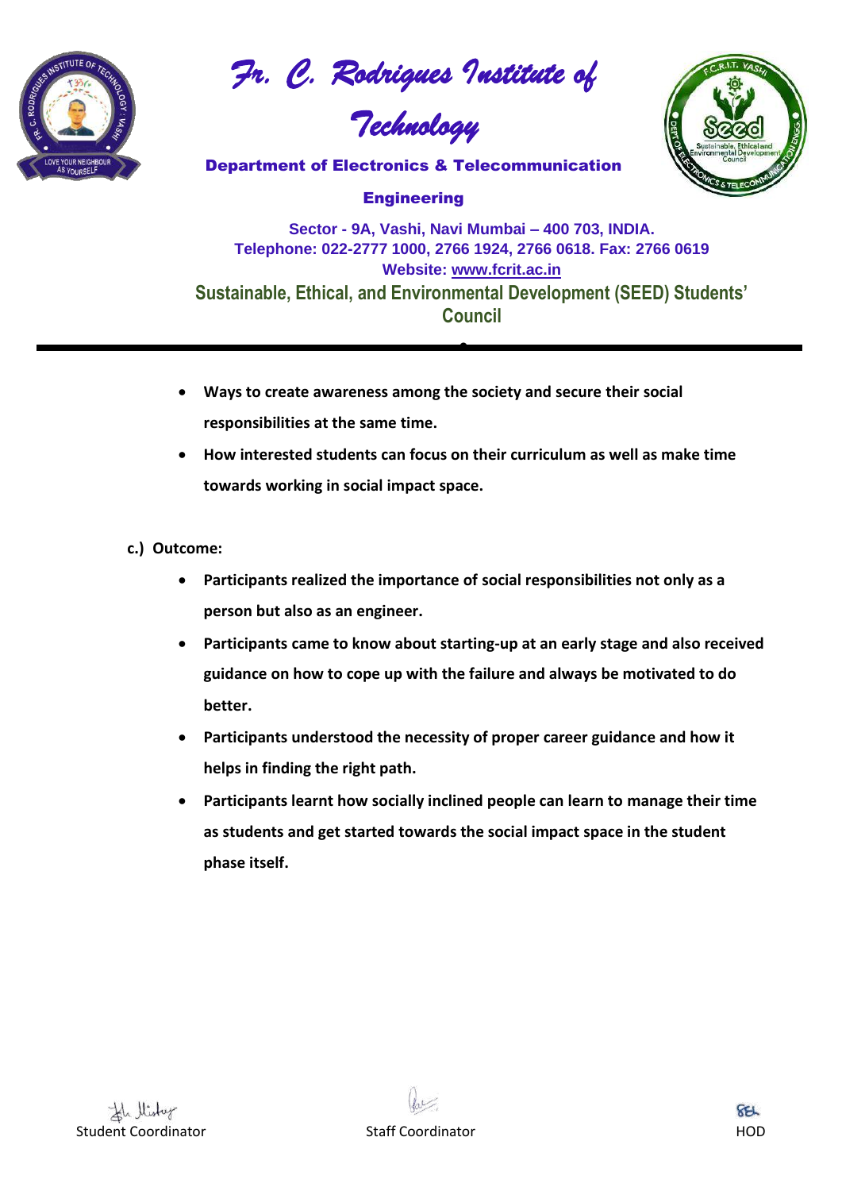- **Ways to create awareness among the society and secure their social responsibilities at the same time.**
- **How interested students can focus on their curriculum as well as make time towards working in social impact space.**

**c.) Outcome:**

- **Participants realized the importance of social responsibilities not only as a person but also as an engineer.**
- **Participants came to know about starting-up at an early stage and also received guidance on how to cope up with the failure and always be motivated to do better.**
- **Participants understood the necessity of proper career guidance and how it helps in finding the right path.**
- **Participants learnt how socially inclined people can learn to manage their time as students and get started towards the social impact space in the student phase itself.**

Student Coordinator Staff Coordinator HOD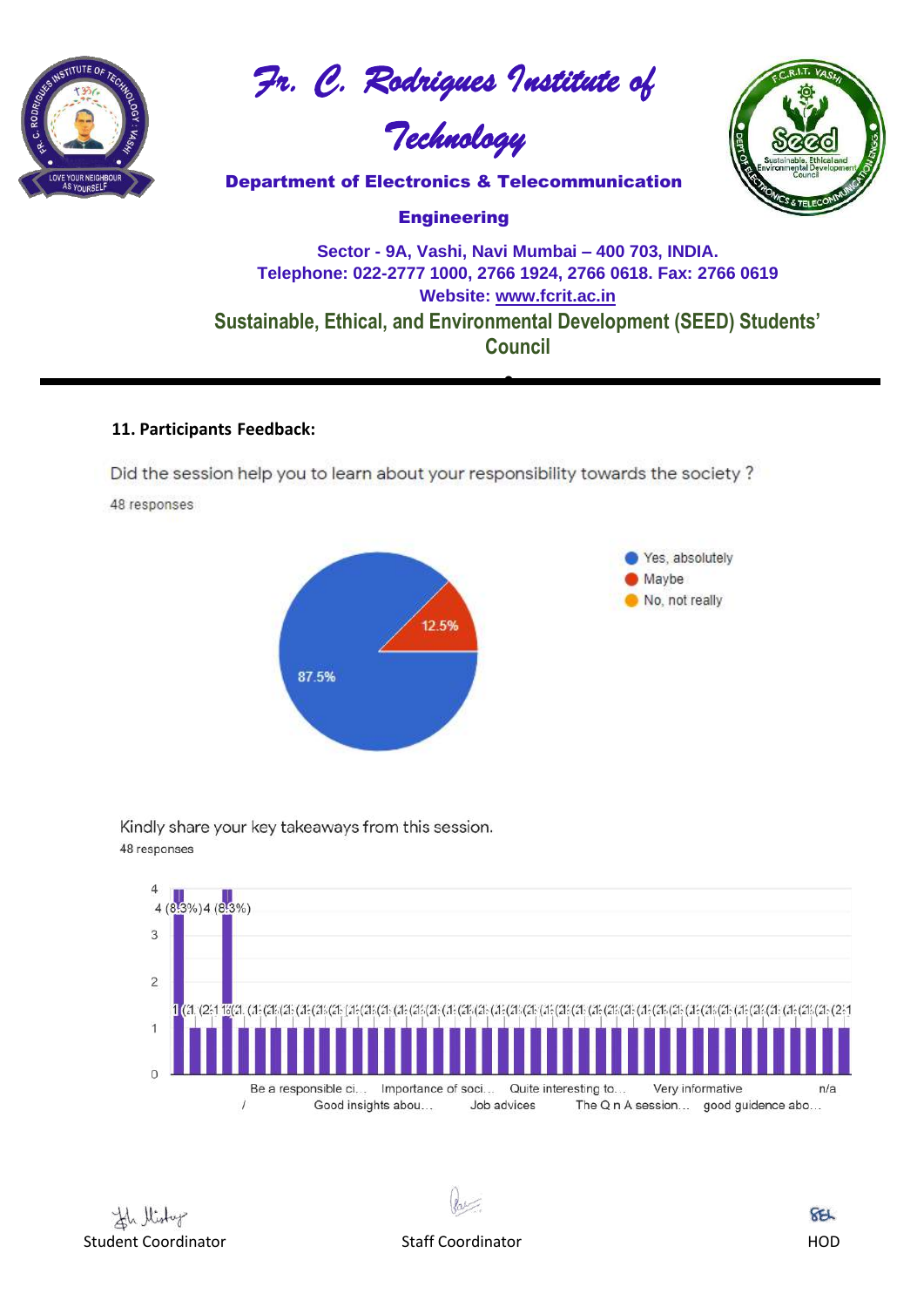# Fr. C. Rodrigues Institute of Technology

**Department of Electronics & Telecommunication Engineering**

**Sector - 9A, Vashi, Navi Mumbai – 400 703, INDIA.**
**Telephone: 022-2777 1000, 2766 1924, 2766 0618. Fax: 2766 0619**
**Website: www.fcrit.ac.in**

**Sustainable, Ethical, and Environmental Development (SEED) Students' Council**

---

### 11. Participants Feedback:

Did the session help you to learn about your responsibility towards the society ?

48 responses

- Yes, absolutely: 87.5%
- Maybe: 12.5%
- No, not really

Kindly share your key takeaways from this session.

48 responses

Responses shown in bar chart (y-axis 0–4): two responses with 4 (8.3%) each; remaining responses with 1 each. Labels include: "/", "Be a responsible ci…", "Good insights abou…", "Importance of soci…", "Job advices", "Quite interesting to…", "The Q n A session…", "Very informative", "good guidence abo…", "n/a".

Student Coordinator | Staff Coordinator | HOD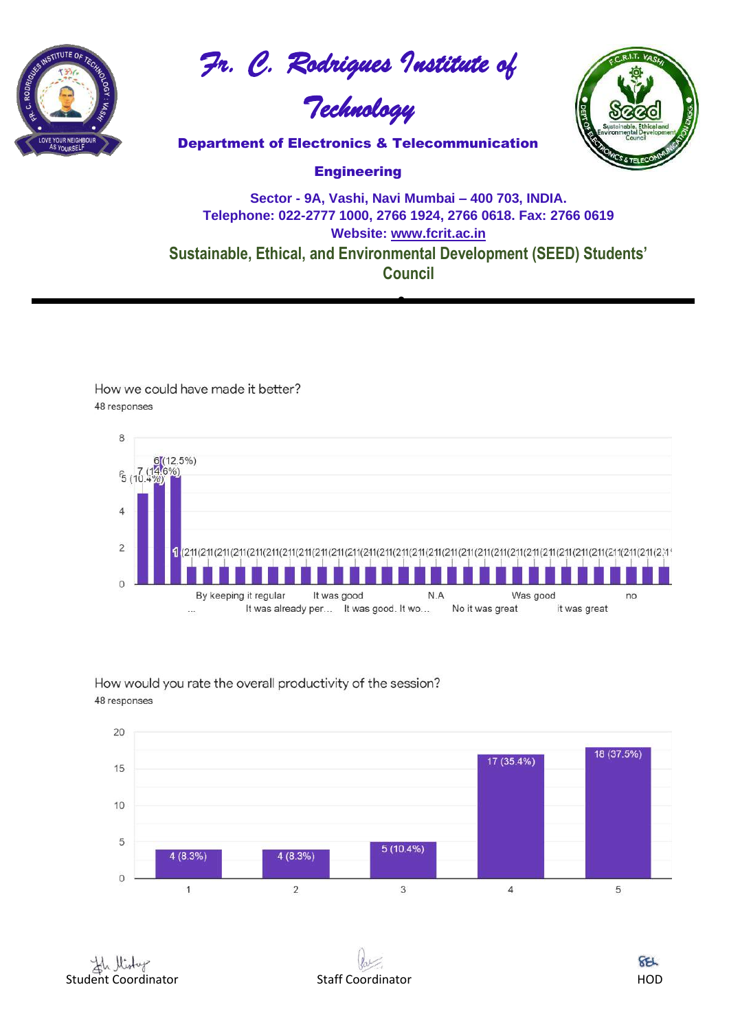# Fr. C. Rodrigues Institute of Technology

**Department of Electronics & Telecommunication Engineering**

**Sector - 9A, Vashi, Navi Mumbai – 400 703, INDIA.**
**Telephone: 022-2777 1000, 2766 1924, 2766 0618. Fax: 2766 0619**
**Website: www.fcrit.ac.in**

## Sustainable, Ethical, and Environmental Development (SEED) Students' Council

How we could have made it better?
48 responses

8
6
4
2
0

7 (14.6%)
6 (12.5%)
5 (10.4%)
1 (2.1%)

By keeping it regular
It was good
N.A
Was good
no
...
It was already per...
It was good. It wo...
No it was great
it was great

How would you rate the overall productivity of the session?
48 responses

20
15
10
5
0

4 (8.3%)
4 (8.3%)
5 (10.4%)
17 (35.4%)
18 (37.5%)

1
2
3
4
5

Student Coordinator

Staff Coordinator

HOD